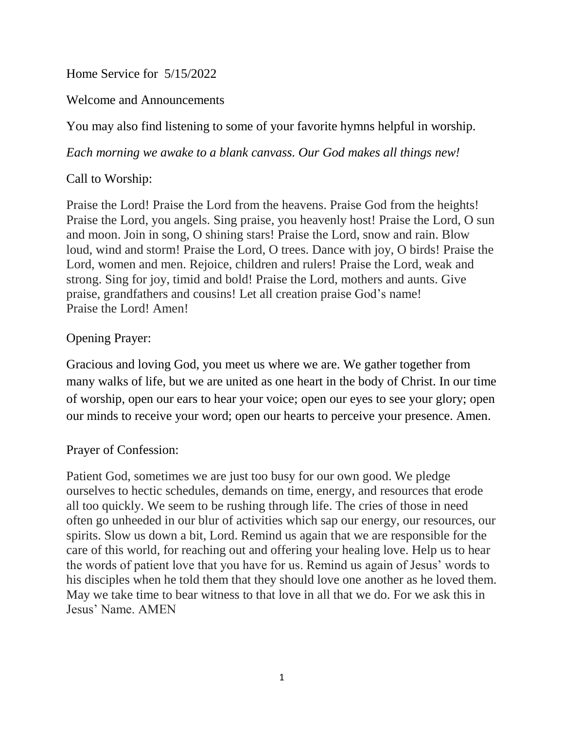Home Service for 5/15/2022

Welcome and Announcements

You may also find listening to some of your favorite hymns helpful in worship.

*Each morning we awake to a blank canvass. Our God makes all things new!*

Call to Worship:

Praise the Lord! Praise the Lord from the heavens. Praise God from the heights! Praise the Lord, you angels. Sing praise, you heavenly host! Praise the Lord, O sun and moon. Join in song, O shining stars! Praise the Lord, snow and rain. Blow loud, wind and storm! Praise the Lord, O trees. Dance with joy, O birds! Praise the Lord, women and men. Rejoice, children and rulers! Praise the Lord, weak and strong. Sing for joy, timid and bold! Praise the Lord, mothers and aunts. Give praise, grandfathers and cousins! Let all creation praise God's name!
Praise the Lord! Amen!

Opening Prayer:

Gracious and loving God, you meet us where we are. We gather together from many walks of life, but we are united as one heart in the body of Christ. In our time of worship, open our ears to hear your voice; open our eyes to see your glory; open our minds to receive your word; open our hearts to perceive your presence. Amen.

Prayer of Confession:

Patient God, sometimes we are just too busy for our own good. We pledge ourselves to hectic schedules, demands on time, energy, and resources that erode all too quickly. We seem to be rushing through life. The cries of those in need often go unheeded in our blur of activities which sap our energy, our resources, our spirits. Slow us down a bit, Lord. Remind us again that we are responsible for the care of this world, for reaching out and offering your healing love. Help us to hear the words of patient love that you have for us. Remind us again of Jesus' words to his disciples when he told them that they should love one another as he loved them. May we take time to bear witness to that love in all that we do. For we ask this in Jesus' Name. AMEN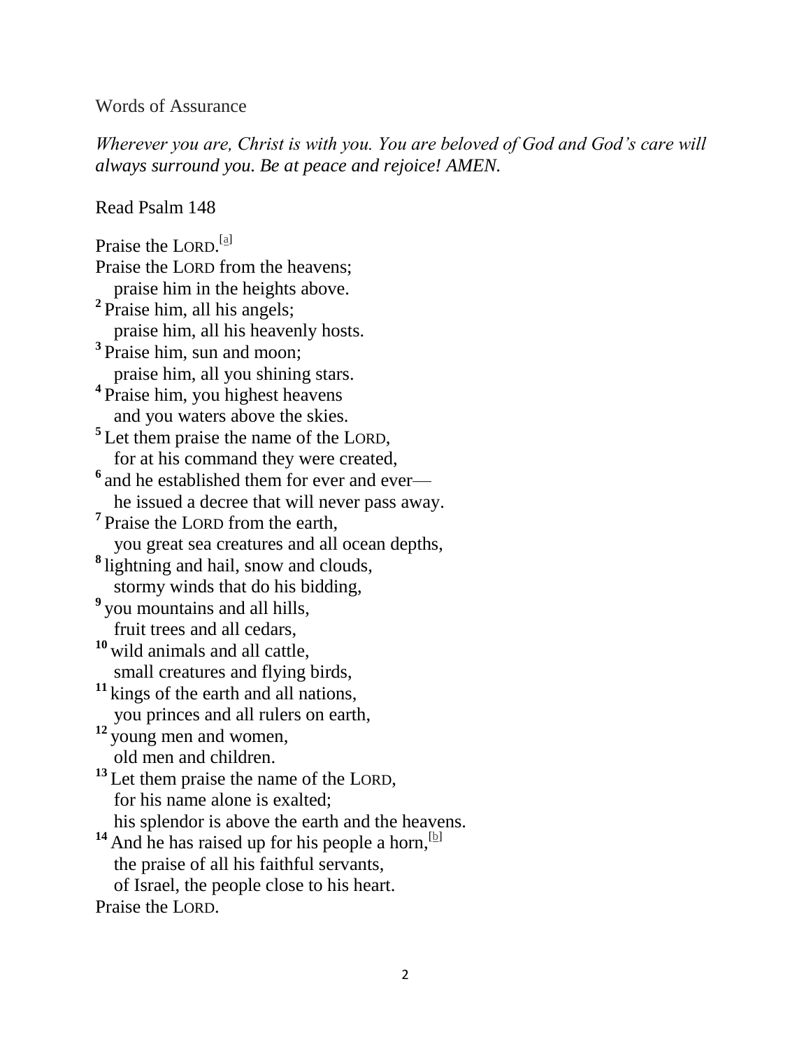Words of Assurance

*Wherever you are, Christ is with you. You are beloved of God and God's care will always surround you. Be at peace and rejoice! AMEN.*

Read Psalm 148

Praise the LORD.[a]
Praise the LORD from the heavens;
praise him in the heights above.
**2** Praise him, all his angels;
praise him, all his heavenly hosts.
**3** Praise him, sun and moon;
praise him, all you shining stars.
**4** Praise him, you highest heavens
and you waters above the skies.
**5** Let them praise the name of the LORD,
for at his command they were created,
**6** and he established them for ever and ever—
he issued a decree that will never pass away.
**7** Praise the LORD from the earth,
you great sea creatures and all ocean depths,
**8** lightning and hail, snow and clouds,
stormy winds that do his bidding,
**9** you mountains and all hills,
fruit trees and all cedars,
**10** wild animals and all cattle,
small creatures and flying birds,
**11** kings of the earth and all nations,
you princes and all rulers on earth,
**12** young men and women,
old men and children.
**13** Let them praise the name of the LORD,
for his name alone is exalted;
his splendor is above the earth and the heavens.
**14** And he has raised up for his people a horn,[b]
the praise of all his faithful servants,
of Israel, the people close to his heart.
Praise the LORD.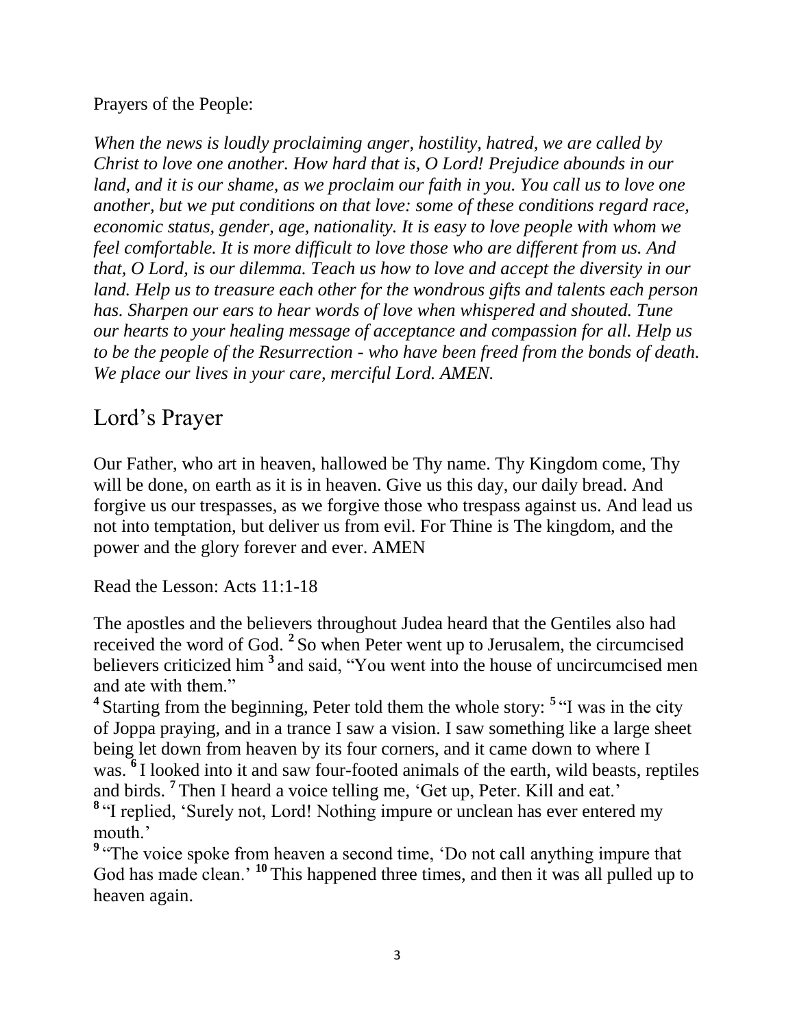Prayers of the People:

*When the news is loudly proclaiming anger, hostility, hatred, we are called by Christ to love one another. How hard that is, O Lord! Prejudice abounds in our land, and it is our shame, as we proclaim our faith in you. You call us to love one another, but we put conditions on that love: some of these conditions regard race, economic status, gender, age, nationality. It is easy to love people with whom we feel comfortable. It is more difficult to love those who are different from us. And that, O Lord, is our dilemma. Teach us how to love and accept the diversity in our land. Help us to treasure each other for the wondrous gifts and talents each person has. Sharpen our ears to hear words of love when whispered and shouted. Tune our hearts to your healing message of acceptance and compassion for all. Help us to be the people of the Resurrection - who have been freed from the bonds of death. We place our lives in your care, merciful Lord. AMEN.*

## Lord's Prayer

Our Father, who art in heaven, hallowed be Thy name. Thy Kingdom come, Thy will be done, on earth as it is in heaven. Give us this day, our daily bread. And forgive us our trespasses, as we forgive those who trespass against us. And lead us not into temptation, but deliver us from evil. For Thine is The kingdom, and the power and the glory forever and ever. AMEN

Read the Lesson: Acts 11:1-18

The apostles and the believers throughout Judea heard that the Gentiles also had received the word of God. **2** So when Peter went up to Jerusalem, the circumcised believers criticized him **3** and said, "You went into the house of uncircumcised men and ate with them."

**4** Starting from the beginning, Peter told them the whole story: **5** "I was in the city of Joppa praying, and in a trance I saw a vision. I saw something like a large sheet being let down from heaven by its four corners, and it came down to where I was. **6** I looked into it and saw four-footed animals of the earth, wild beasts, reptiles and birds. **7** Then I heard a voice telling me, 'Get up, Peter. Kill and eat.'

**8** "I replied, 'Surely not, Lord! Nothing impure or unclean has ever entered my mouth.'

**9** "The voice spoke from heaven a second time, 'Do not call anything impure that God has made clean.' **10** This happened three times, and then it was all pulled up to heaven again.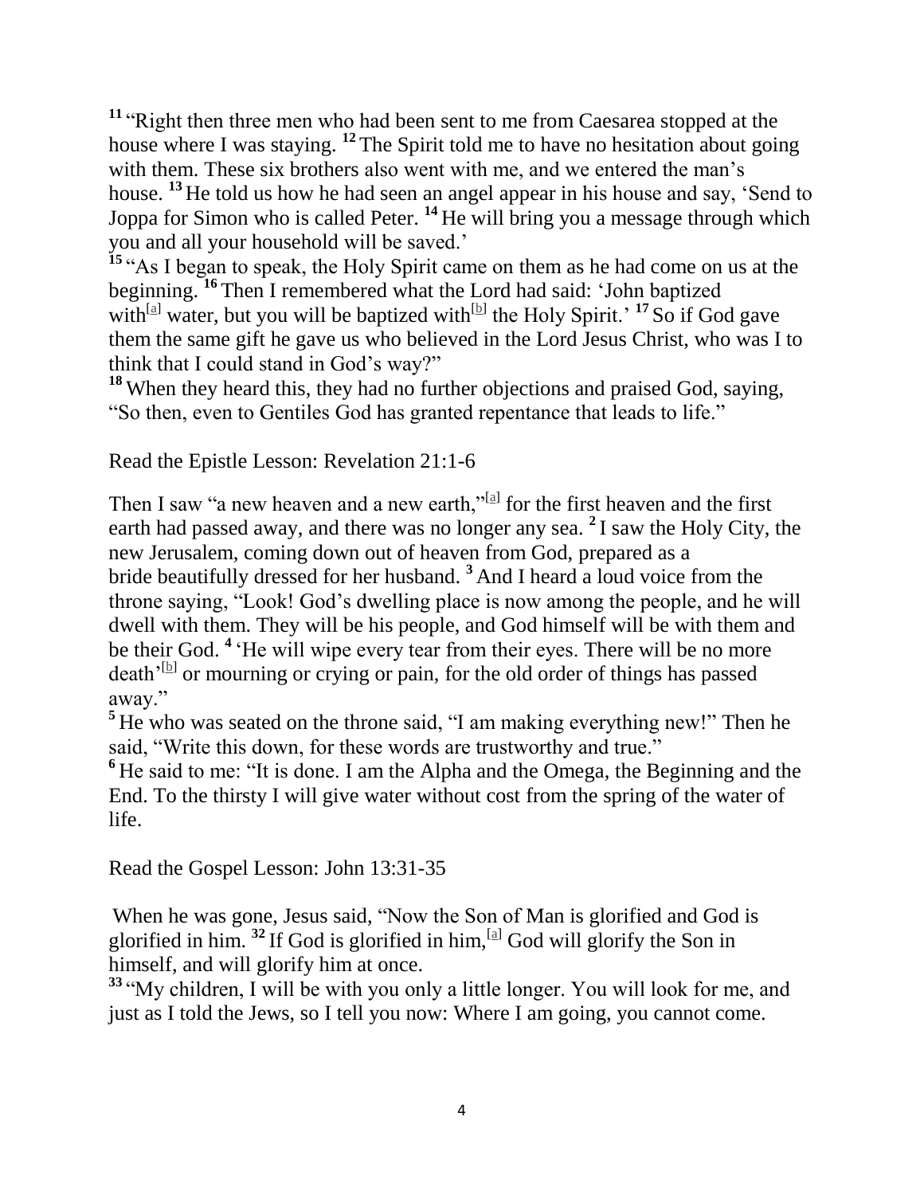**11** "Right then three men who had been sent to me from Caesarea stopped at the house where I was staying. **12** The Spirit told me to have no hesitation about going with them. These six brothers also went with me, and we entered the man's house. **13** He told us how he had seen an angel appear in his house and say, 'Send to Joppa for Simon who is called Peter. **14** He will bring you a message through which you and all your household will be saved.'

**15** "As I began to speak, the Holy Spirit came on them as he had come on us at the beginning. **16** Then I remembered what the Lord had said: 'John baptized with[a] water, but you will be baptized with[b] the Holy Spirit.' **17** So if God gave them the same gift he gave us who believed in the Lord Jesus Christ, who was I to think that I could stand in God's way?"

**18** When they heard this, they had no further objections and praised God, saying, "So then, even to Gentiles God has granted repentance that leads to life."

Read the Epistle Lesson: Revelation 21:1-6

Then I saw "a new heaven and a new earth,"[a] for the first heaven and the first earth had passed away, and there was no longer any sea. **2** I saw the Holy City, the new Jerusalem, coming down out of heaven from God, prepared as a bride beautifully dressed for her husband. **3** And I heard a loud voice from the throne saying, "Look! God's dwelling place is now among the people, and he will dwell with them. They will be his people, and God himself will be with them and be their God. **4** 'He will wipe every tear from their eyes. There will be no more death'[b] or mourning or crying or pain, for the old order of things has passed away."

**5** He who was seated on the throne said, "I am making everything new!" Then he said, "Write this down, for these words are trustworthy and true."

**6** He said to me: "It is done. I am the Alpha and the Omega, the Beginning and the End. To the thirsty I will give water without cost from the spring of the water of life.

Read the Gospel Lesson: John 13:31-35

When he was gone, Jesus said, "Now the Son of Man is glorified and God is glorified in him. **32** If God is glorified in him,[a] God will glorify the Son in himself, and will glorify him at once.

**33** "My children, I will be with you only a little longer. You will look for me, and just as I told the Jews, so I tell you now: Where I am going, you cannot come.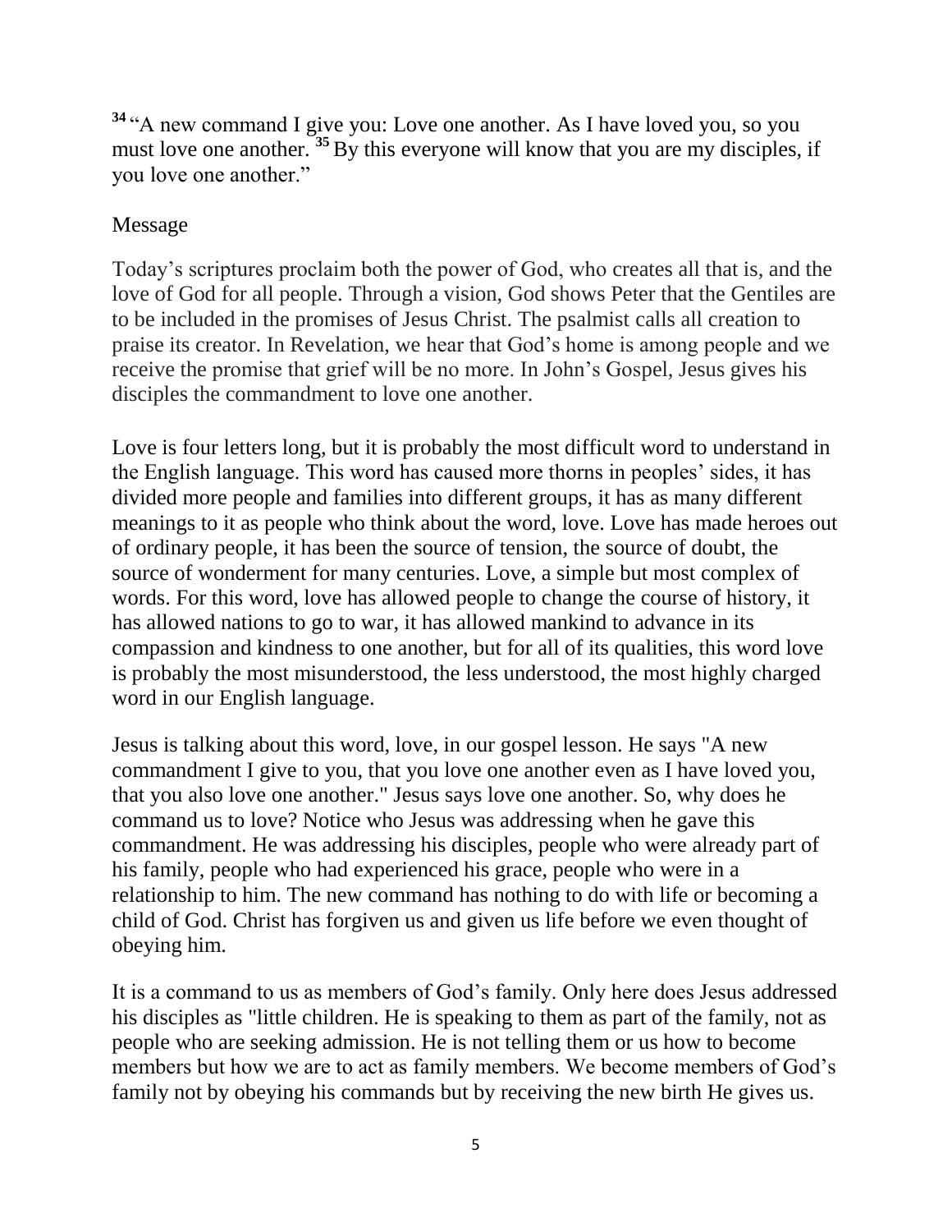[34] "A new command I give you: Love one another. As I have loved you, so you must love one another. [35] By this everyone will know that you are my disciples, if you love one another."

Message

Today's scriptures proclaim both the power of God, who creates all that is, and the love of God for all people. Through a vision, God shows Peter that the Gentiles are to be included in the promises of Jesus Christ. The psalmist calls all creation to praise its creator. In Revelation, we hear that God's home is among people and we receive the promise that grief will be no more. In John's Gospel, Jesus gives his disciples the commandment to love one another.

Love is four letters long, but it is probably the most difficult word to understand in the English language. This word has caused more thorns in peoples' sides, it has divided more people and families into different groups, it has as many different meanings to it as people who think about the word, love. Love has made heroes out of ordinary people, it has been the source of tension, the source of doubt, the source of wonderment for many centuries. Love, a simple but most complex of words. For this word, love has allowed people to change the course of history, it has allowed nations to go to war, it has allowed mankind to advance in its compassion and kindness to one another, but for all of its qualities, this word love is probably the most misunderstood, the less understood, the most highly charged word in our English language.

Jesus is talking about this word, love, in our gospel lesson. He says "A new commandment I give to you, that you love one another even as I have loved you, that you also love one another." Jesus says love one another. So, why does he command us to love? Notice who Jesus was addressing when he gave this commandment. He was addressing his disciples, people who were already part of his family, people who had experienced his grace, people who were in a relationship to him. The new command has nothing to do with life or becoming a child of God. Christ has forgiven us and given us life before we even thought of obeying him.

It is a command to us as members of God's family. Only here does Jesus addressed his disciples as "little children. He is speaking to them as part of the family, not as people who are seeking admission. He is not telling them or us how to become members but how we are to act as family members. We become members of God's family not by obeying his commands but by receiving the new birth He gives us.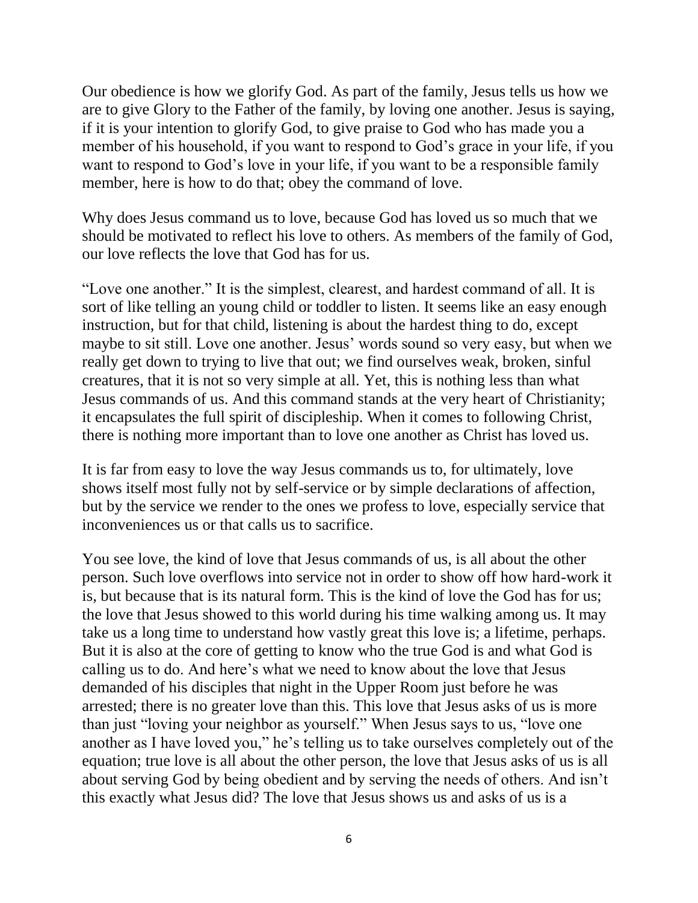Our obedience is how we glorify God. As part of the family, Jesus tells us how we are to give Glory to the Father of the family, by loving one another. Jesus is saying, if it is your intention to glorify God, to give praise to God who has made you a member of his household, if you want to respond to God's grace in your life, if you want to respond to God's love in your life, if you want to be a responsible family member, here is how to do that; obey the command of love.

Why does Jesus command us to love, because God has loved us so much that we should be motivated to reflect his love to others. As members of the family of God, our love reflects the love that God has for us.

"Love one another." It is the simplest, clearest, and hardest command of all. It is sort of like telling an young child or toddler to listen. It seems like an easy enough instruction, but for that child, listening is about the hardest thing to do, except maybe to sit still. Love one another. Jesus' words sound so very easy, but when we really get down to trying to live that out; we find ourselves weak, broken, sinful creatures, that it is not so very simple at all. Yet, this is nothing less than what Jesus commands of us. And this command stands at the very heart of Christianity; it encapsulates the full spirit of discipleship. When it comes to following Christ, there is nothing more important than to love one another as Christ has loved us.

It is far from easy to love the way Jesus commands us to, for ultimately, love shows itself most fully not by self-service or by simple declarations of affection, but by the service we render to the ones we profess to love, especially service that inconveniences us or that calls us to sacrifice.

You see love, the kind of love that Jesus commands of us, is all about the other person. Such love overflows into service not in order to show off how hard-work it is, but because that is its natural form. This is the kind of love the God has for us; the love that Jesus showed to this world during his time walking among us. It may take us a long time to understand how vastly great this love is; a lifetime, perhaps. But it is also at the core of getting to know who the true God is and what God is calling us to do. And here's what we need to know about the love that Jesus demanded of his disciples that night in the Upper Room just before he was arrested; there is no greater love than this. This love that Jesus asks of us is more than just "loving your neighbor as yourself." When Jesus says to us, "love one another as I have loved you," he's telling us to take ourselves completely out of the equation; true love is all about the other person, the love that Jesus asks of us is all about serving God by being obedient and by serving the needs of others. And isn't this exactly what Jesus did? The love that Jesus shows us and asks of us is a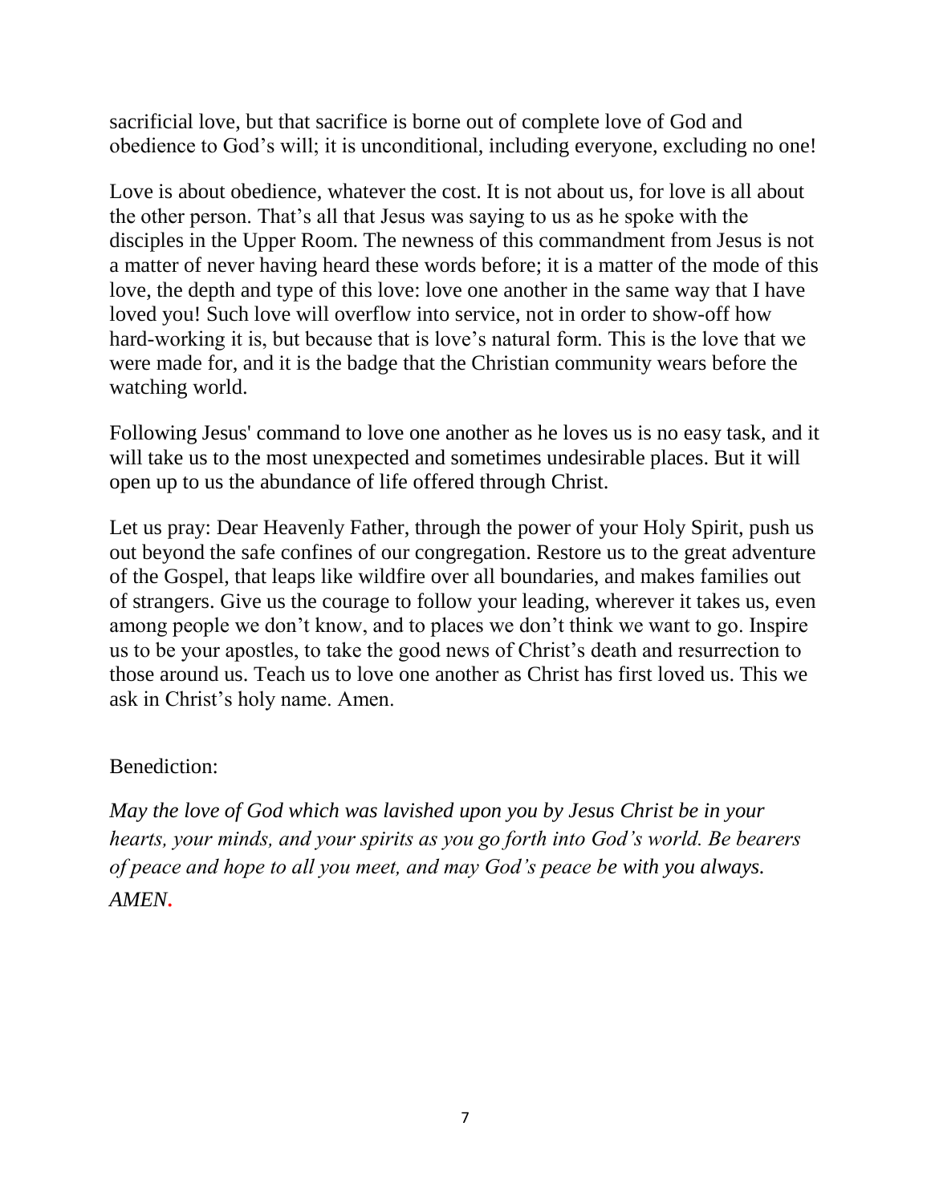sacrificial love, but that sacrifice is borne out of complete love of God and obedience to God's will; it is unconditional, including everyone, excluding no one!

Love is about obedience, whatever the cost. It is not about us, for love is all about the other person. That's all that Jesus was saying to us as he spoke with the disciples in the Upper Room. The newness of this commandment from Jesus is not a matter of never having heard these words before; it is a matter of the mode of this love, the depth and type of this love: love one another in the same way that I have loved you! Such love will overflow into service, not in order to show-off how hard-working it is, but because that is love's natural form. This is the love that we were made for, and it is the badge that the Christian community wears before the watching world.

Following Jesus' command to love one another as he loves us is no easy task, and it will take us to the most unexpected and sometimes undesirable places. But it will open up to us the abundance of life offered through Christ.

Let us pray: Dear Heavenly Father, through the power of your Holy Spirit, push us out beyond the safe confines of our congregation. Restore us to the great adventure of the Gospel, that leaps like wildfire over all boundaries, and makes families out of strangers. Give us the courage to follow your leading, wherever it takes us, even among people we don't know, and to places we don't think we want to go. Inspire us to be your apostles, to take the good news of Christ's death and resurrection to those around us. Teach us to love one another as Christ has first loved us. This we ask in Christ's holy name. Amen.

Benediction:

*May the love of God which was lavished upon you by Jesus Christ be in your hearts, your minds, and your spirits as you go forth into God's world. Be bearers of peace and hope to all you meet, and may God's peace be with you always. AMEN.*